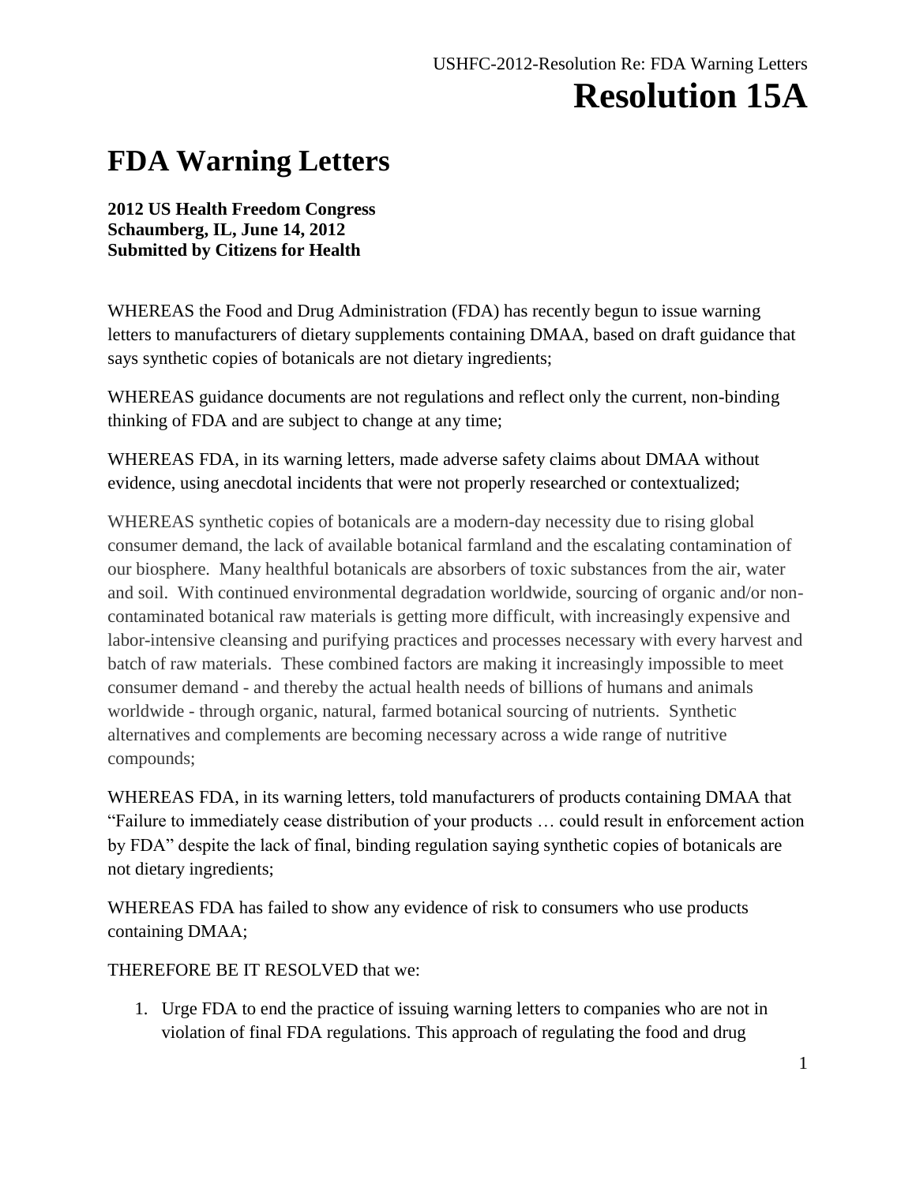# Resolution 15A

# FDA Warning Letters

**2012 US Health Freedom Congress**
**Schaumberg, IL, June 14, 2012**
**Submitted by Citizens for Health**

WHEREAS the Food and Drug Administration (FDA) has recently begun to issue warning letters to manufacturers of dietary supplements containing DMAA, based on draft guidance that says synthetic copies of botanicals are not dietary ingredients;

WHEREAS guidance documents are not regulations and reflect only the current, non-binding thinking of FDA and are subject to change at any time;

WHEREAS FDA, in its warning letters, made adverse safety claims about DMAA without evidence, using anecdotal incidents that were not properly researched or contextualized;

WHEREAS synthetic copies of botanicals are a modern-day necessity due to rising global consumer demand, the lack of available botanical farmland and the escalating contamination of our biosphere. Many healthful botanicals are absorbers of toxic substances from the air, water and soil. With continued environmental degradation worldwide, sourcing of organic and/or non-contaminated botanical raw materials is getting more difficult, with increasingly expensive and labor-intensive cleansing and purifying practices and processes necessary with every harvest and batch of raw materials. These combined factors are making it increasingly impossible to meet consumer demand - and thereby the actual health needs of billions of humans and animals worldwide - through organic, natural, farmed botanical sourcing of nutrients. Synthetic alternatives and complements are becoming necessary across a wide range of nutritive compounds;

WHEREAS FDA, in its warning letters, told manufacturers of products containing DMAA that "Failure to immediately cease distribution of your products … could result in enforcement action by FDA" despite the lack of final, binding regulation saying synthetic copies of botanicals are not dietary ingredients;

WHEREAS FDA has failed to show any evidence of risk to consumers who use products containing DMAA;

THEREFORE BE IT RESOLVED that we:

1. Urge FDA to end the practice of issuing warning letters to companies who are not in violation of final FDA regulations. This approach of regulating the food and drug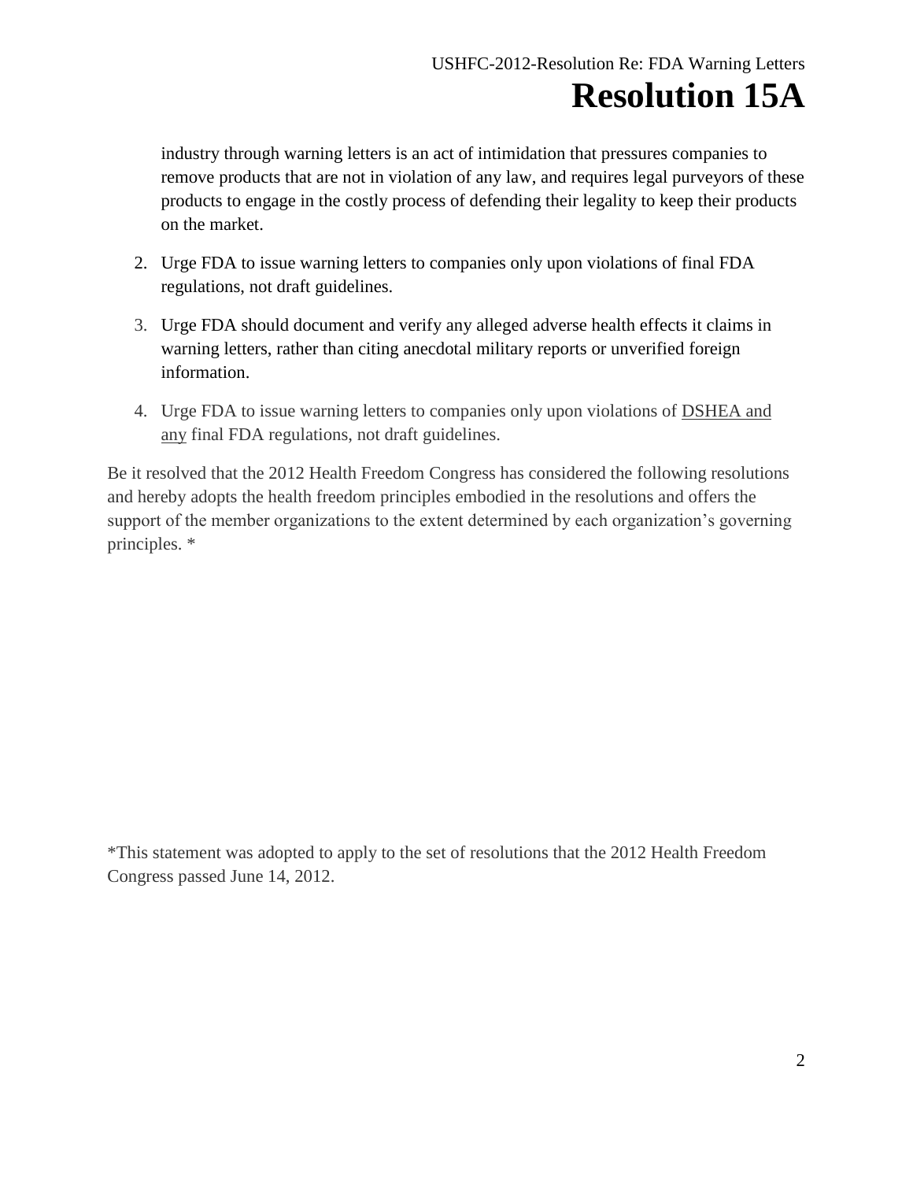industry through warning letters is an act of intimidation that pressures companies to remove products that are not in violation of any law, and requires legal purveyors of these products to engage in the costly process of defending their legality to keep their products on the market.

2. Urge FDA to issue warning letters to companies only upon violations of final FDA regulations, not draft guidelines.
3. Urge FDA should document and verify any alleged adverse health effects it claims in warning letters, rather than citing anecdotal military reports or unverified foreign information.
4. Urge FDA to issue warning letters to companies only upon violations of <u>DSHEA and any</u> final FDA regulations, not draft guidelines.

Be it resolved that the 2012 Health Freedom Congress has considered the following resolutions and hereby adopts the health freedom principles embodied in the resolutions and offers the support of the member organizations to the extent determined by each organization's governing principles. *

*This statement was adopted to apply to the set of resolutions that the 2012 Health Freedom Congress passed June 14, 2012.